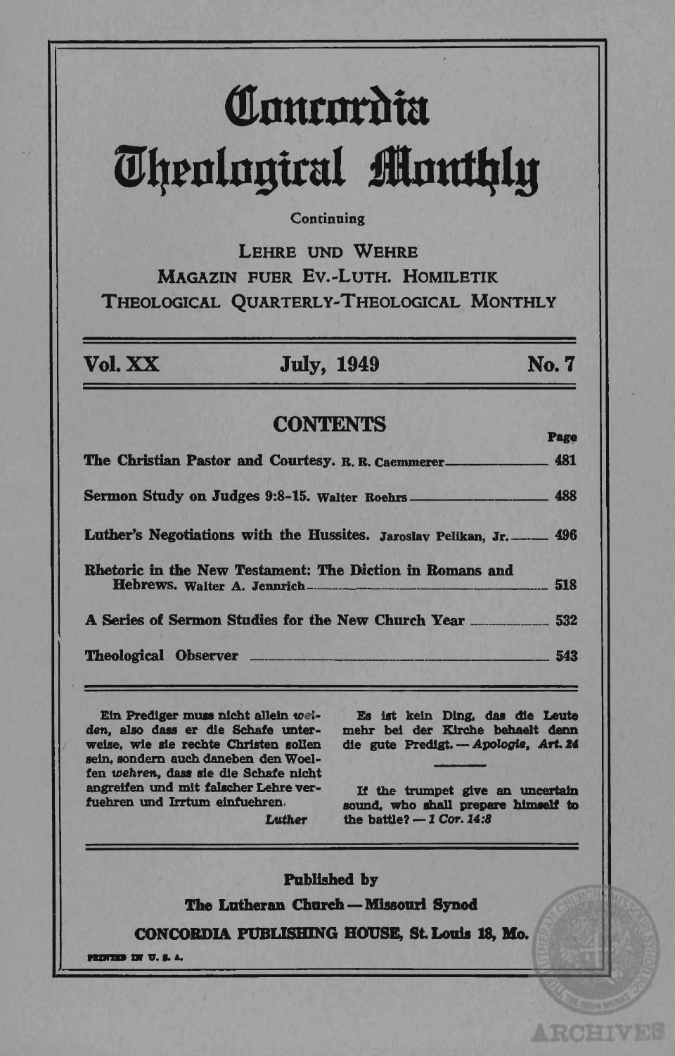# Concordia Theological Monthly

Continuing

LEHRE UND WEHRE
MAGAZIN FUER EV.-LUTH. HOMILETIK
THEOLOGICAL QUARTERLY-THEOLOGICAL MONTHLY

**Vol. XX** **July, 1949** **No. 7**

## CONTENTS

| | Page |
|---|---|
| **The Christian Pastor and Courtesy.** R. R. Caemmerer | 481 |
| **Sermon Study on Judges 9:8-15.** Walter Roehrs | 488 |
| **Luther's Negotiations with the Hussites.** Jaroslav Pelikan, Jr. | 496 |
| **Rhetoric in the New Testament: The Diction in Romans and Hebrews.** Walter A. Jennrich | 518 |
| **A Series of Sermon Studies for the New Church Year** | 532 |
| **Theological Observer** | 543 |

Ein Prediger muss nicht allein *weiden*, also dass er die Schafe unterweise, wie sie rechte Christen sollen sein, sondern auch daneben den Woelfen *wehren*, dass sie die Schafe nicht angreifen und mit falscher Lehre verfuehren und Irrtum einfuehren.
*Luther*

Es ist kein Ding, das die Leute mehr bei der Kirche behaelt denn die gute Predigt. — *Apologie, Art. 24*

If the trumpet give an uncertain sound, who shall prepare himself to the battle? — *1 Cor. 14:8*

**Published by**
**The Lutheran Church — Missouri Synod**
**CONCORDIA PUBLISHING HOUSE, St. Louis 18, Mo.**

PRINTED IN U. S. A.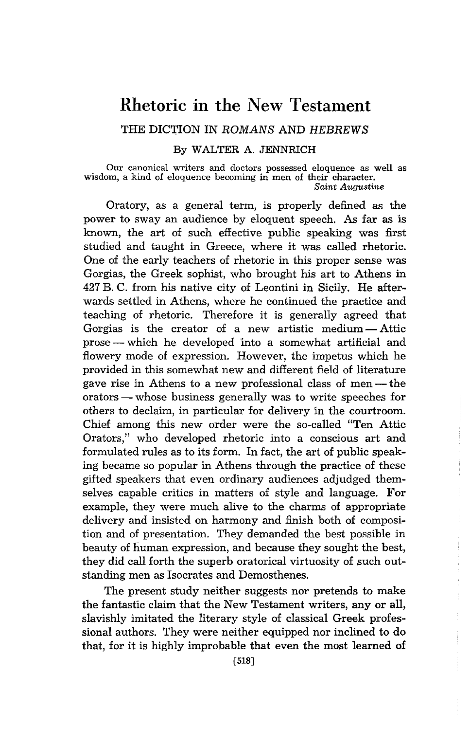# Rhetoric in the New Testament

## THE DICTION IN *ROMANS* AND *HEBREWS*

By WALTER A. JENNRICH

Our canonical writers and doctors possessed eloquence as well as wisdom, a kind of eloquence becoming in men of their character.

*Saint Augustine*

Oratory, as a general term, is properly defined as the power to sway an audience by eloquent speech. As far as is known, the art of such effective public speaking was first studied and taught in Greece, where it was called rhetoric. One of the early teachers of rhetoric in this proper sense was Gorgias, the Greek sophist, who brought his art to Athens in 427 B. C. from his native city of Leontini in Sicily. He afterwards settled in Athens, where he continued the practice and teaching of rhetoric. Therefore it is generally agreed that Gorgias is the creator of a new artistic medium — Attic prose — which he developed into a somewhat artificial and flowery mode of expression. However, the impetus which he provided in this somewhat new and different field of literature gave rise in Athens to a new professional class of men — the orators — whose business generally was to write speeches for others to declaim, in particular for delivery in the courtroom. Chief among this new order were the so-called "Ten Attic Orators," who developed rhetoric into a conscious art and formulated rules as to its form. In fact, the art of public speaking became so popular in Athens through the practice of these gifted speakers that even ordinary audiences adjudged themselves capable critics in matters of style and language. For example, they were much alive to the charms of appropriate delivery and insisted on harmony and finish both of composition and of presentation. They demanded the best possible in beauty of human expression, and because they sought the best, they did call forth the superb oratorical virtuosity of such outstanding men as Isocrates and Demosthenes.

The present study neither suggests nor pretends to make the fantastic claim that the New Testament writers, any or all, slavishly imitated the literary style of classical Greek professional authors. They were neither equipped nor inclined to do that, for it is highly improbable that even the most learned of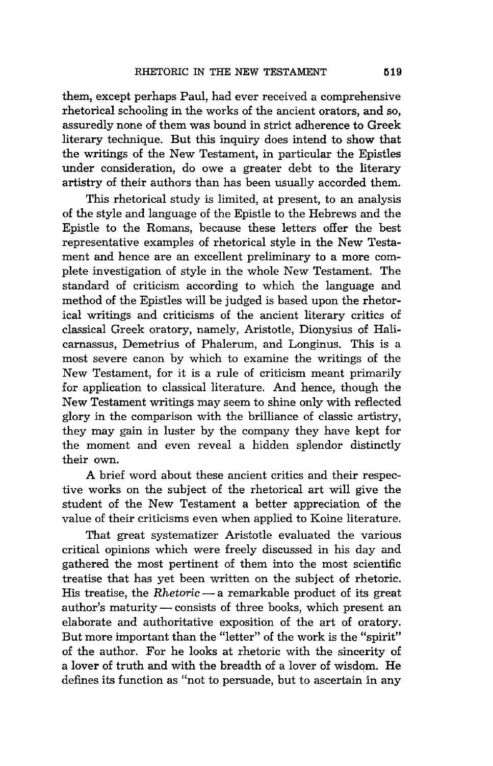them, except perhaps Paul, had ever received a comprehensive rhetorical schooling in the works of the ancient orators, and so, assuredly none of them was bound in strict adherence to Greek literary technique. But this inquiry does intend to show that the writings of the New Testament, in particular the Epistles under consideration, do owe a greater debt to the literary artistry of their authors than has been usually accorded them.

This rhetorical study is limited, at present, to an analysis of the style and language of the Epistle to the Hebrews and the Epistle to the Romans, because these letters offer the best representative examples of rhetorical style in the New Testament and hence are an excellent preliminary to a more complete investigation of style in the whole New Testament. The standard of criticism according to which the language and method of the Epistles will be judged is based upon the rhetorical writings and criticisms of the ancient literary critics of classical Greek oratory, namely, Aristotle, Dionysius of Halicarnassus, Demetrius of Phalerum, and Longinus. This is a most severe canon by which to examine the writings of the New Testament, for it is a rule of criticism meant primarily for application to classical literature. And hence, though the New Testament writings may seem to shine only with reflected glory in the comparison with the brilliance of classic artistry, they may gain in luster by the company they have kept for the moment and even reveal a hidden splendor distinctly their own.

A brief word about these ancient critics and their respective works on the subject of the rhetorical art will give the student of the New Testament a better appreciation of the value of their criticisms even when applied to Koine literature.

That great systematizer Aristotle evaluated the various critical opinions which were freely discussed in his day and gathered the most pertinent of them into the most scientific treatise that has yet been written on the subject of rhetoric. His treatise, the *Rhetoric* — a remarkable product of its great author's maturity — consists of three books, which present an elaborate and authoritative exposition of the art of oratory. But more important than the "letter" of the work is the "spirit" of the author. For he looks at rhetoric with the sincerity of a lover of truth and with the breadth of a lover of wisdom. He defines its function as "not to persuade, but to ascertain in any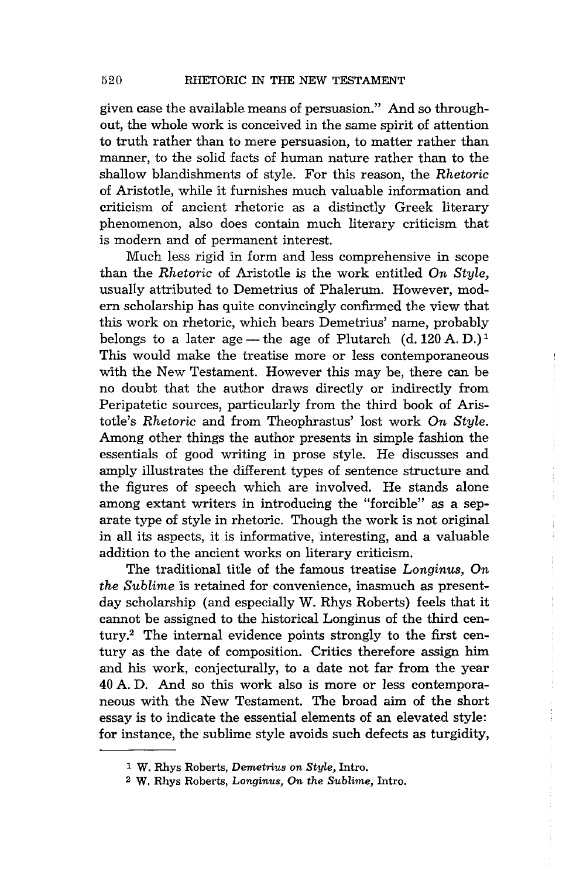given case the available means of persuasion." And so throughout, the whole work is conceived in the same spirit of attention to truth rather than to mere persuasion, to matter rather than manner, to the solid facts of human nature rather than to the shallow blandishments of style. For this reason, the *Rhetoric* of Aristotle, while it furnishes much valuable information and criticism of ancient rhetoric as a distinctly Greek literary phenomenon, also does contain much literary criticism that is modern and of permanent interest.

Much less rigid in form and less comprehensive in scope than the *Rhetoric* of Aristotle is the work entitled *On Style,* usually attributed to Demetrius of Phalerum. However, modern scholarship has quite convincingly confirmed the view that this work on rhetoric, which bears Demetrius' name, probably belongs to a later age — the age of Plutarch (d. 120 A. D.)[1] This would make the treatise more or less contemporaneous with the New Testament. However this may be, there can be no doubt that the author draws directly or indirectly from Peripatetic sources, particularly from the third book of Aristotle's *Rhetoric* and from Theophrastus' lost work *On Style.* Among other things the author presents in simple fashion the essentials of good writing in prose style. He discusses and amply illustrates the different types of sentence structure and the figures of speech which are involved. He stands alone among extant writers in introducing the "forcible" as a separate type of style in rhetoric. Though the work is not original in all its aspects, it is informative, interesting, and a valuable addition to the ancient works on literary criticism.

The traditional title of the famous treatise *Longinus, On the Sublime* is retained for convenience, inasmuch as present-day scholarship (and especially W. Rhys Roberts) feels that it cannot be assigned to the historical Longinus of the third century.[2] The internal evidence points strongly to the first century as the date of composition. Critics therefore assign him and his work, conjecturally, to a date not far from the year 40 A. D. And so this work also is more or less contemporaneous with the New Testament. The broad aim of the short essay is to indicate the essential elements of an elevated style: for instance, the sublime style avoids such defects as turgidity,

---

[1] W. Rhys Roberts, *Demetrius on Style,* Intro.

[2] W. Rhys Roberts, *Longinus, On the Sublime,* Intro.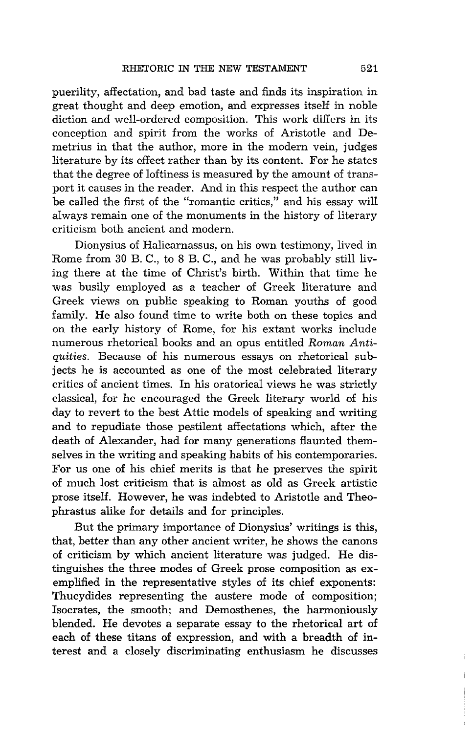puerility, affectation, and bad taste and finds its inspiration in great thought and deep emotion, and expresses itself in noble diction and well-ordered composition. This work differs in its conception and spirit from the works of Aristotle and Demetrius in that the author, more in the modern vein, judges literature by its effect rather than by its content. For he states that the degree of loftiness is measured by the amount of transport it causes in the reader. And in this respect the author can be called the first of the "romantic critics," and his essay will always remain one of the monuments in the history of literary criticism both ancient and modern.

Dionysius of Halicarnassus, on his own testimony, lived in Rome from 30 B. C., to 8 B. C., and he was probably still living there at the time of Christ's birth. Within that time he was busily employed as a teacher of Greek literature and Greek views on public speaking to Roman youths of good family. He also found time to write both on these topics and on the early history of Rome, for his extant works include numerous rhetorical books and an opus entitled *Roman Antiquities*. Because of his numerous essays on rhetorical subjects he is accounted as one of the most celebrated literary critics of ancient times. In his oratorical views he was strictly classical, for he encouraged the Greek literary world of his day to revert to the best Attic models of speaking and writing and to repudiate those pestilent affectations which, after the death of Alexander, had for many generations flaunted themselves in the writing and speaking habits of his contemporaries. For us one of his chief merits is that he preserves the spirit of much lost criticism that is almost as old as Greek artistic prose itself. However, he was indebted to Aristotle and Theophrastus alike for details and for principles.

But the primary importance of Dionysius' writings is this, that, better than any other ancient writer, he shows the canons of criticism by which ancient literature was judged. He distinguishes the three modes of Greek prose composition as exemplified in the representative styles of its chief exponents: Thucydides representing the austere mode of composition; Isocrates, the smooth; and Demosthenes, the harmoniously blended. He devotes a separate essay to the rhetorical art of each of these titans of expression, and with a breadth of interest and a closely discriminating enthusiasm he discusses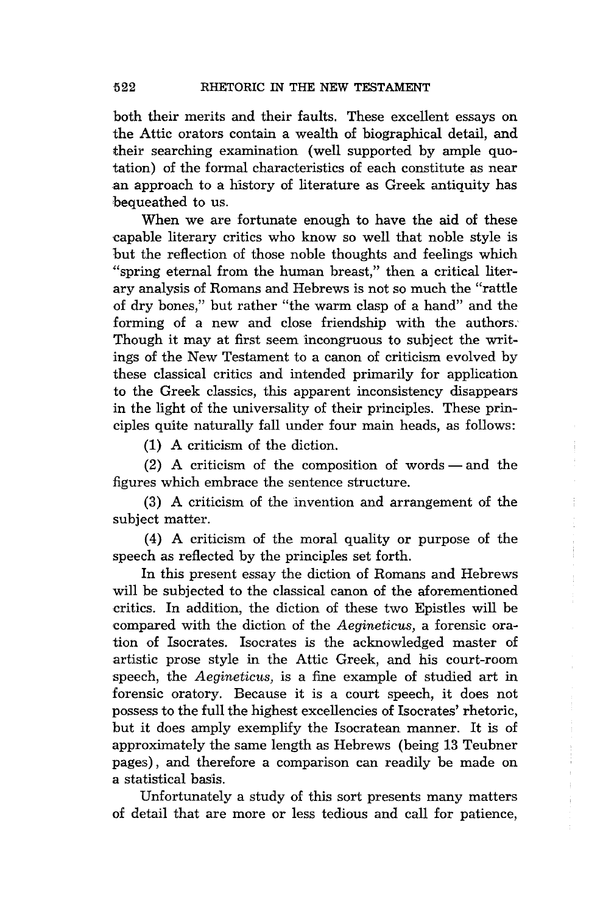both their merits and their faults. These excellent essays on the Attic orators contain a wealth of biographical detail, and their searching examination (well supported by ample quotation) of the formal characteristics of each constitute as near an approach to a history of literature as Greek antiquity has bequeathed to us.

When we are fortunate enough to have the aid of these capable literary critics who know so well that noble style is but the reflection of those noble thoughts and feelings which "spring eternal from the human breast," then a critical literary analysis of Romans and Hebrews is not so much the "rattle of dry bones," but rather "the warm clasp of a hand" and the forming of a new and close friendship with the authors. Though it may at first seem incongruous to subject the writings of the New Testament to a canon of criticism evolved by these classical critics and intended primarily for application to the Greek classics, this apparent inconsistency disappears in the light of the universality of their principles. These principles quite naturally fall under four main heads, as follows:

(1) A criticism of the diction.

(2) A criticism of the composition of words — and the figures which embrace the sentence structure.

(3) A criticism of the invention and arrangement of the subject matter.

(4) A criticism of the moral quality or purpose of the speech as reflected by the principles set forth.

In this present essay the diction of Romans and Hebrews will be subjected to the classical canon of the aforementioned critics. In addition, the diction of these two Epistles will be compared with the diction of the *Aegineticus*, a forensic oration of Isocrates. Isocrates is the acknowledged master of artistic prose style in the Attic Greek, and his court-room speech, the *Aegineticus*, is a fine example of studied art in forensic oratory. Because it is a court speech, it does not possess to the full the highest excellencies of Isocrates' rhetoric, but it does amply exemplify the Isocratean manner. It is of approximately the same length as Hebrews (being 13 Teubner pages), and therefore a comparison can readily be made on a statistical basis.

Unfortunately a study of this sort presents many matters of detail that are more or less tedious and call for patience,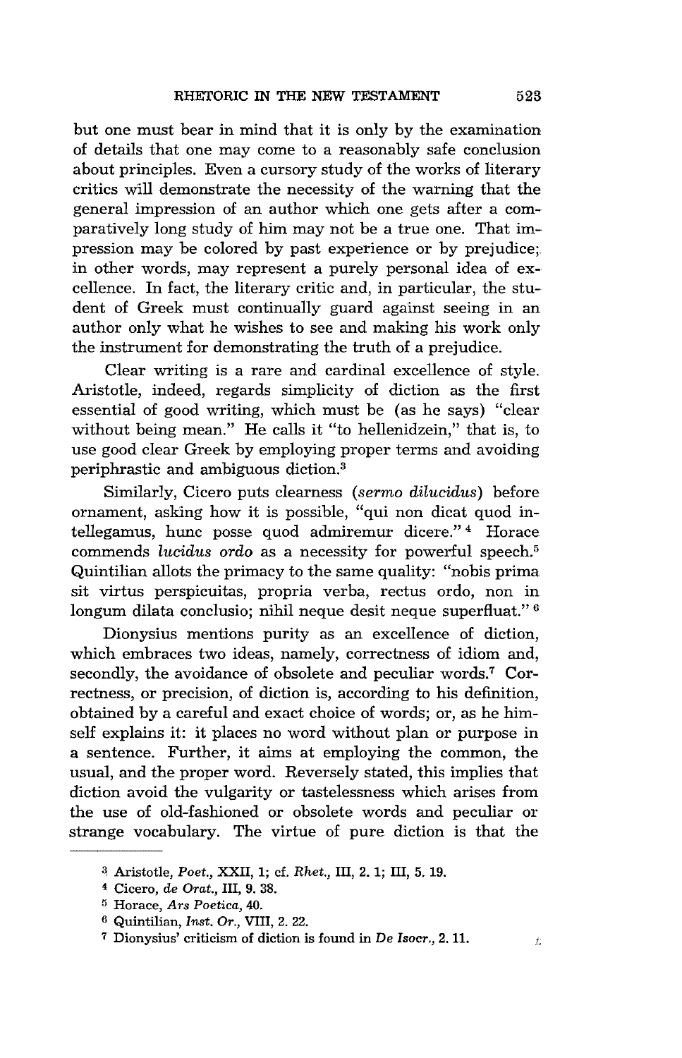but one must bear in mind that it is only by the examination of details that one may come to a reasonably safe conclusion about principles. Even a cursory study of the works of literary critics will demonstrate the necessity of the warning that the general impression of an author which one gets after a comparatively long study of him may not be a true one. That impression may be colored by past experience or by prejudice; in other words, may represent a purely personal idea of excellence. In fact, the literary critic and, in particular, the student of Greek must continually guard against seeing in an author only what he wishes to see and making his work only the instrument for demonstrating the truth of a prejudice.

Clear writing is a rare and cardinal excellence of style. Aristotle, indeed, regards simplicity of diction as the first essential of good writing, which must be (as he says) "clear without being mean." He calls it "to hellenidzein," that is, to use good clear Greek by employing proper terms and avoiding periphrastic and ambiguous diction.[3]

Similarly, Cicero puts clearness (*sermo dilucidus*) before ornament, asking how it is possible, "qui non dicat quod intellegamus, hunc posse quod admiremur dicere."[4] Horace commends *lucidus ordo* as a necessity for powerful speech.[5] Quintilian allots the primacy to the same quality: "nobis prima sit virtus perspicuitas, propria verba, rectus ordo, non in longum dilata conclusio; nihil neque desit neque superfluat."[6]

Dionysius mentions purity as an excellence of diction, which embraces two ideas, namely, correctness of idiom and, secondly, the avoidance of obsolete and peculiar words.[7] Correctness, or precision, of diction is, according to his definition, obtained by a careful and exact choice of words; or, as he himself explains it: it places no word without plan or purpose in a sentence. Further, it aims at employing the common, the usual, and the proper word. Reversely stated, this implies that diction avoid the vulgarity or tastelessness which arises from the use of old-fashioned or obsolete words and peculiar or strange vocabulary. The virtue of pure diction is that the

---

[3] Aristotle, *Poet.*, XXII, 1; cf. *Rhet.*, III, 2. 1; III, 5. 19.

[4] Cicero, *de Orat.*, III, 9. 38.

[5] Horace, *Ars Poetica*, 40.

[6] Quintilian, *Inst. Or.*, VIII, 2. 22.

[7] Dionysius' criticism of diction is found in *De Isocr.*, 2. 11.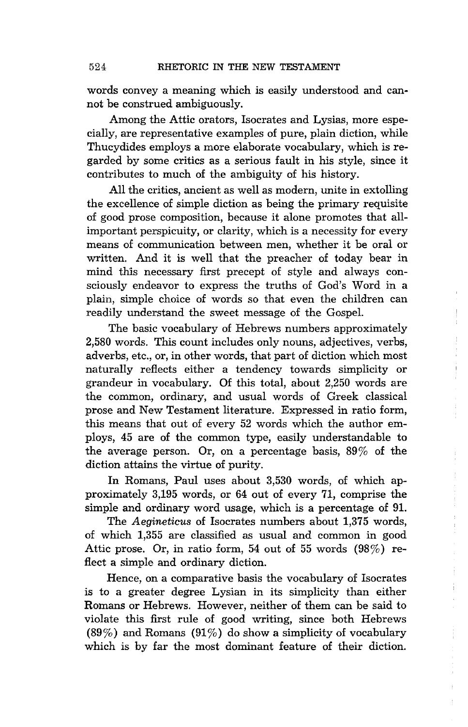words convey a meaning which is easily understood and cannot be construed ambiguously.

Among the Attic orators, Isocrates and Lysias, more especially, are representative examples of pure, plain diction, while Thucydides employs a more elaborate vocabulary, which is regarded by some critics as a serious fault in his style, since it contributes to much of the ambiguity of his history.

All the critics, ancient as well as modern, unite in extolling the excellence of simple diction as being the primary requisite of good prose composition, because it alone promotes that all-important perspicuity, or clarity, which is a necessity for every means of communication between men, whether it be oral or written. And it is well that the preacher of today bear in mind this necessary first precept of style and always consciously endeavor to express the truths of God's Word in a plain, simple choice of words so that even the children can readily understand the sweet message of the Gospel.

The basic vocabulary of Hebrews numbers approximately 2,580 words. This count includes only nouns, adjectives, verbs, adverbs, etc., or, in other words, that part of diction which most naturally reflects either a tendency towards simplicity or grandeur in vocabulary. Of this total, about 2,250 words are the common, ordinary, and usual words of Greek classical prose and New Testament literature. Expressed in ratio form, this means that out of every 52 words which the author employs, 45 are of the common type, easily understandable to the average person. Or, on a percentage basis, 89% of the diction attains the virtue of purity.

In Romans, Paul uses about 3,530 words, of which approximately 3,195 words, or 64 out of every 71, comprise the simple and ordinary word usage, which is a percentage of 91.

The *Aegineticus* of Isocrates numbers about 1,375 words, of which 1,355 are classified as usual and common in good Attic prose. Or, in ratio form, 54 out of 55 words (98%) reflect a simple and ordinary diction.

Hence, on a comparative basis the vocabulary of Isocrates is to a greater degree Lysian in its simplicity than either Romans or Hebrews. However, neither of them can be said to violate this first rule of good writing, since both Hebrews (89%) and Romans (91%) do show a simplicity of vocabulary which is by far the most dominant feature of their diction.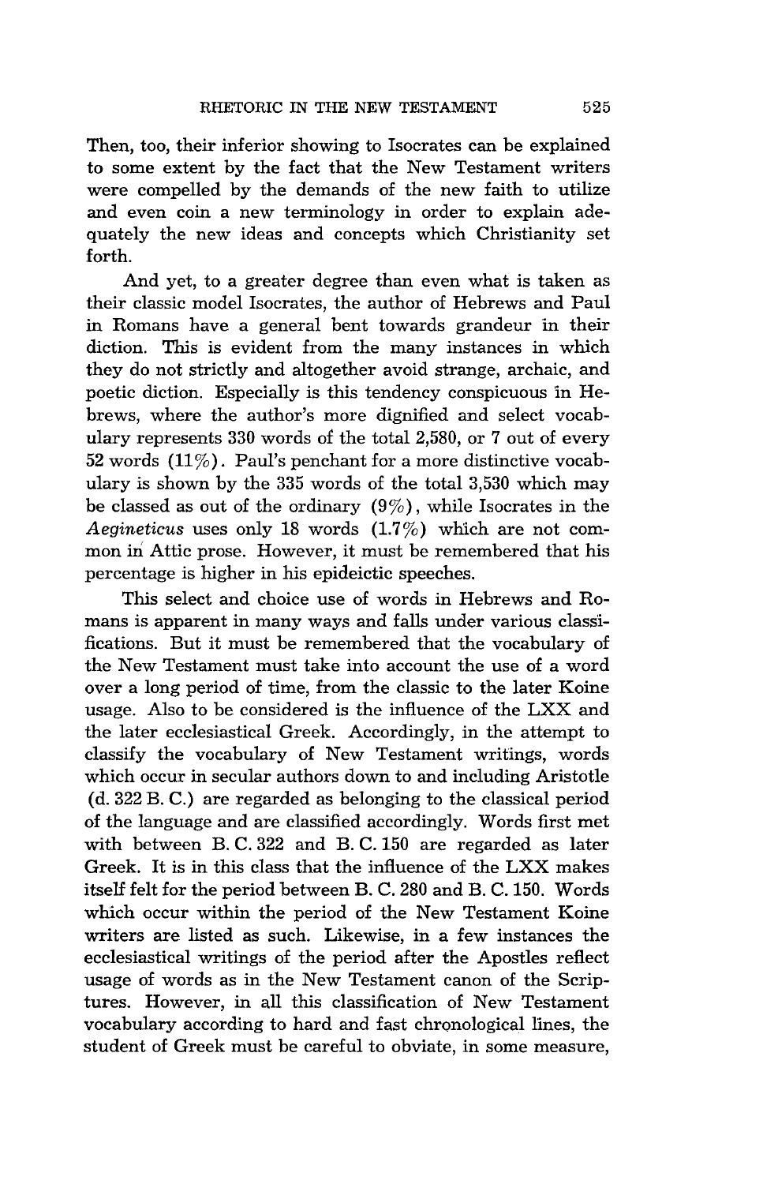Then, too, their inferior showing to Isocrates can be explained to some extent by the fact that the New Testament writers were compelled by the demands of the new faith to utilize and even coin a new terminology in order to explain adequately the new ideas and concepts which Christianity set forth.

And yet, to a greater degree than even what is taken as their classic model Isocrates, the author of Hebrews and Paul in Romans have a general bent towards grandeur in their diction. This is evident from the many instances in which they do not strictly and altogether avoid strange, archaic, and poetic diction. Especially is this tendency conspicuous in Hebrews, where the author's more dignified and select vocabulary represents 330 words of the total 2,580, or 7 out of every 52 words (11%). Paul's penchant for a more distinctive vocabulary is shown by the 335 words of the total 3,530 which may be classed as out of the ordinary (9%), while Isocrates in the *Aegineticus* uses only 18 words (1.7%) which are not common in Attic prose. However, it must be remembered that his percentage is higher in his epideictic speeches.

This select and choice use of words in Hebrews and Romans is apparent in many ways and falls under various classifications. But it must be remembered that the vocabulary of the New Testament must take into account the use of a word over a long period of time, from the classic to the later Koine usage. Also to be considered is the influence of the LXX and the later ecclesiastical Greek. Accordingly, in the attempt to classify the vocabulary of New Testament writings, words which occur in secular authors down to and including Aristotle (d. 322 B. C.) are regarded as belonging to the classical period of the language and are classified accordingly. Words first met with between B. C. 322 and B. C. 150 are regarded as later Greek. It is in this class that the influence of the LXX makes itself felt for the period between B. C. 280 and B. C. 150. Words which occur within the period of the New Testament Koine writers are listed as such. Likewise, in a few instances the ecclesiastical writings of the period after the Apostles reflect usage of words as in the New Testament canon of the Scriptures. However, in all this classification of New Testament vocabulary according to hard and fast chronological lines, the student of Greek must be careful to obviate, in some measure,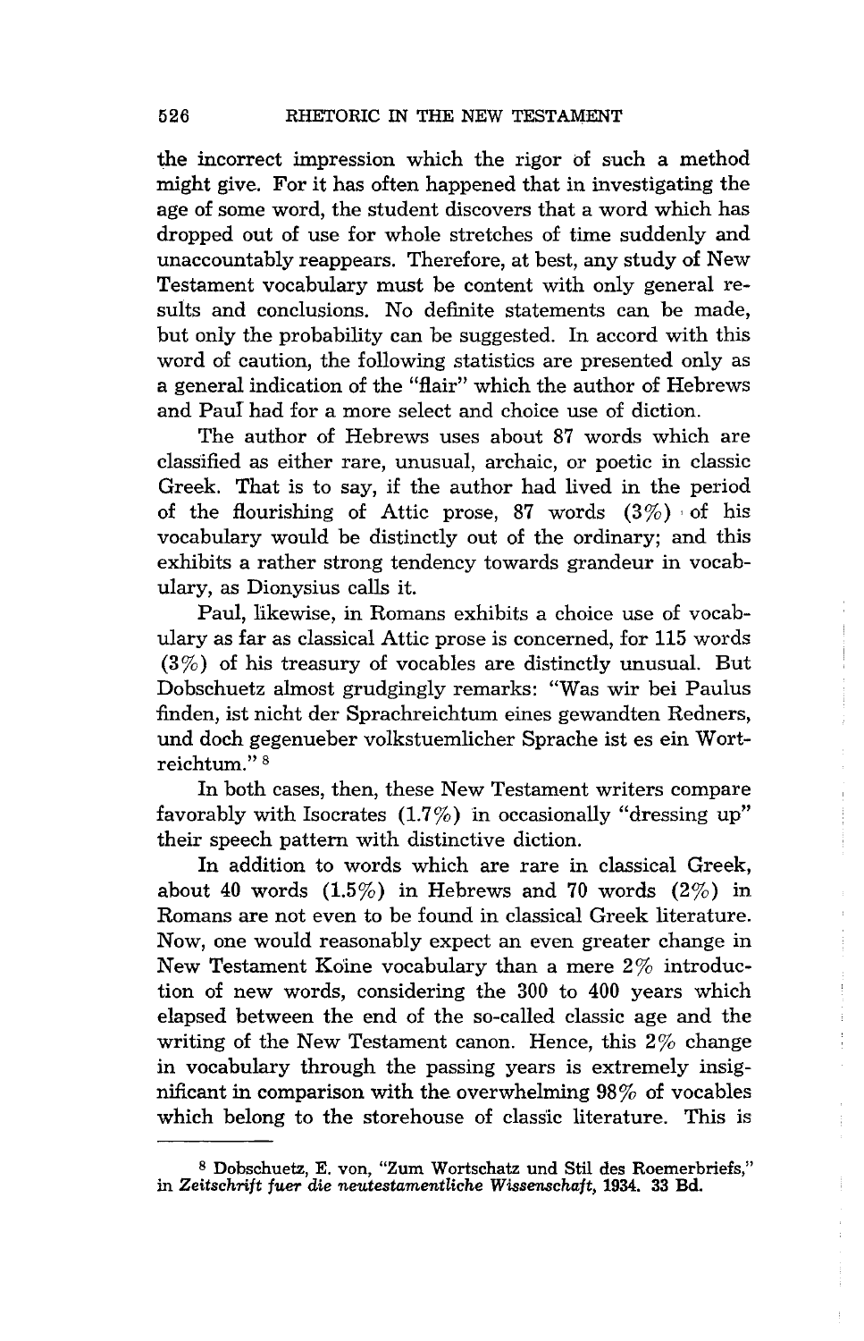the incorrect impression which the rigor of such a method might give. For it has often happened that in investigating the age of some word, the student discovers that a word which has dropped out of use for whole stretches of time suddenly and unaccountably reappears. Therefore, at best, any study of New Testament vocabulary must be content with only general results and conclusions. No definite statements can be made, but only the probability can be suggested. In accord with this word of caution, the following statistics are presented only as a general indication of the "flair" which the author of Hebrews and Paul had for a more select and choice use of diction.

The author of Hebrews uses about 87 words which are classified as either rare, unusual, archaic, or poetic in classic Greek. That is to say, if the author had lived in the period of the flourishing of Attic prose, 87 words (3%) of his vocabulary would be distinctly out of the ordinary; and this exhibits a rather strong tendency towards grandeur in vocabulary, as Dionysius calls it.

Paul, likewise, in Romans exhibits a choice use of vocabulary as far as classical Attic prose is concerned, for 115 words (3%) of his treasury of vocables are distinctly unusual. But Dobschuetz almost grudgingly remarks: "Was wir bei Paulus finden, ist nicht der Sprachreichtum eines gewandten Redners, und doch gegenueber volkstuemlicher Sprache ist es ein Wortreichtum." [8]

In both cases, then, these New Testament writers compare favorably with Isocrates (1.7%) in occasionally "dressing up" their speech pattern with distinctive diction.

In addition to words which are rare in classical Greek, about 40 words (1.5%) in Hebrews and 70 words (2%) in Romans are not even to be found in classical Greek literature. Now, one would reasonably expect an even greater change in New Testament Koine vocabulary than a mere 2% introduction of new words, considering the 300 to 400 years which elapsed between the end of the so-called classic age and the writing of the New Testament canon. Hence, this 2% change in vocabulary through the passing years is extremely insignificant in comparison with the overwhelming 98% of vocables which belong to the storehouse of classic literature. This is

---

[8] Dobschuetz, E. von, "Zum Wortschatz und Stil des Roemerbriefs," in *Zeitschrift fuer die neutestamentliche Wissenschaft,* 1934. 33 Bd.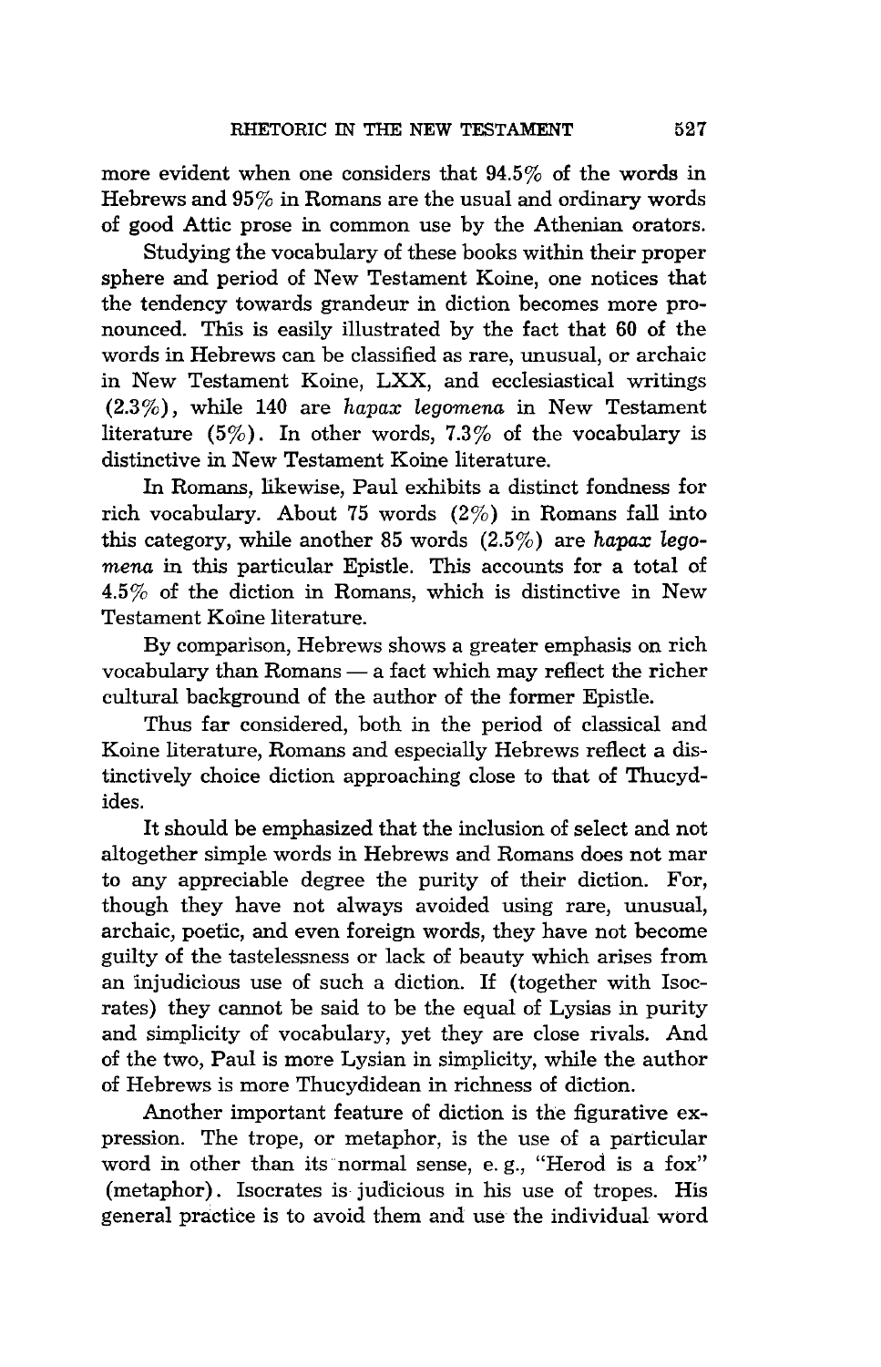more evident when one considers that 94.5% of the words in Hebrews and 95% in Romans are the usual and ordinary words of good Attic prose in common use by the Athenian orators.

Studying the vocabulary of these books within their proper sphere and period of New Testament Koine, one notices that the tendency towards grandeur in diction becomes more pronounced. This is easily illustrated by the fact that 60 of the words in Hebrews can be classified as rare, unusual, or archaic in New Testament Koine, LXX, and ecclesiastical writings (2.3%), while 140 are *hapax legomena* in New Testament literature (5%). In other words, 7.3% of the vocabulary is distinctive in New Testament Koine literature.

In Romans, likewise, Paul exhibits a distinct fondness for rich vocabulary. About 75 words (2%) in Romans fall into this category, while another 85 words (2.5%) are *hapax legomena* in this particular Epistle. This accounts for a total of 4.5% of the diction in Romans, which is distinctive in New Testament Koïne literature.

By comparison, Hebrews shows a greater emphasis on rich vocabulary than Romans — a fact which may reflect the richer cultural background of the author of the former Epistle.

Thus far considered, both in the period of classical and Koine literature, Romans and especially Hebrews reflect a distinctively choice diction approaching close to that of Thucydides.

It should be emphasized that the inclusion of select and not altogether simple words in Hebrews and Romans does not mar to any appreciable degree the purity of their diction. For, though they have not always avoided using rare, unusual, archaic, poetic, and even foreign words, they have not become guilty of the tastelessness or lack of beauty which arises from an injudicious use of such a diction. If (together with Isocrates) they cannot be said to be the equal of Lysias in purity and simplicity of vocabulary, yet they are close rivals. And of the two, Paul is more Lysian in simplicity, while the author of Hebrews is more Thucydidean in richness of diction.

Another important feature of diction is the figurative expression. The trope, or metaphor, is the use of a particular word in other than its normal sense, e. g., "Herod is a fox" (metaphor). Isocrates is judicious in his use of tropes. His general practice is to avoid them and use the individual word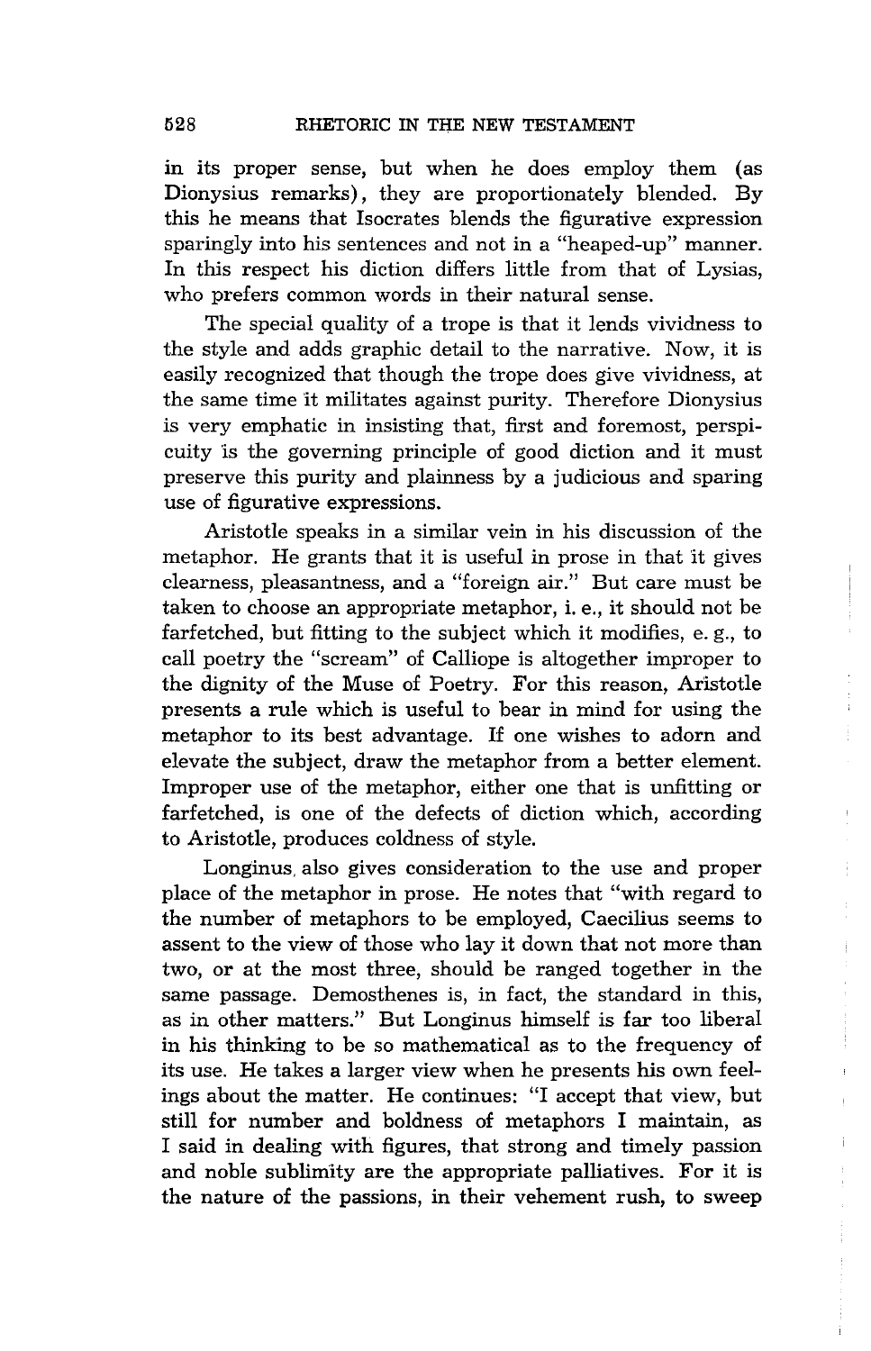in its proper sense, but when he does employ them (as Dionysius remarks), they are proportionately blended. By this he means that Isocrates blends the figurative expression sparingly into his sentences and not in a "heaped-up" manner. In this respect his diction differs little from that of Lysias, who prefers common words in their natural sense.

The special quality of a trope is that it lends vividness to the style and adds graphic detail to the narrative. Now, it is easily recognized that though the trope does give vividness, at the same time it militates against purity. Therefore Dionysius is very emphatic in insisting that, first and foremost, perspicuity is the governing principle of good diction and it must preserve this purity and plainness by a judicious and sparing use of figurative expressions.

Aristotle speaks in a similar vein in his discussion of the metaphor. He grants that it is useful in prose in that it gives clearness, pleasantness, and a "foreign air." But care must be taken to choose an appropriate metaphor, i. e., it should not be farfetched, but fitting to the subject which it modifies, e. g., to call poetry the "scream" of Calliope is altogether improper to the dignity of the Muse of Poetry. For this reason, Aristotle presents a rule which is useful to bear in mind for using the metaphor to its best advantage. If one wishes to adorn and elevate the subject, draw the metaphor from a better element. Improper use of the metaphor, either one that is unfitting or farfetched, is one of the defects of diction which, according to Aristotle, produces coldness of style.

Longinus also gives consideration to the use and proper place of the metaphor in prose. He notes that "with regard to the number of metaphors to be employed, Caecilius seems to assent to the view of those who lay it down that not more than two, or at the most three, should be ranged together in the same passage. Demosthenes is, in fact, the standard in this, as in other matters." But Longinus himself is far too liberal in his thinking to be so mathematical as to the frequency of its use. He takes a larger view when he presents his own feelings about the matter. He continues: "I accept that view, but still for number and boldness of metaphors I maintain, as I said in dealing with figures, that strong and timely passion and noble sublimity are the appropriate palliatives. For it is the nature of the passions, in their vehement rush, to sweep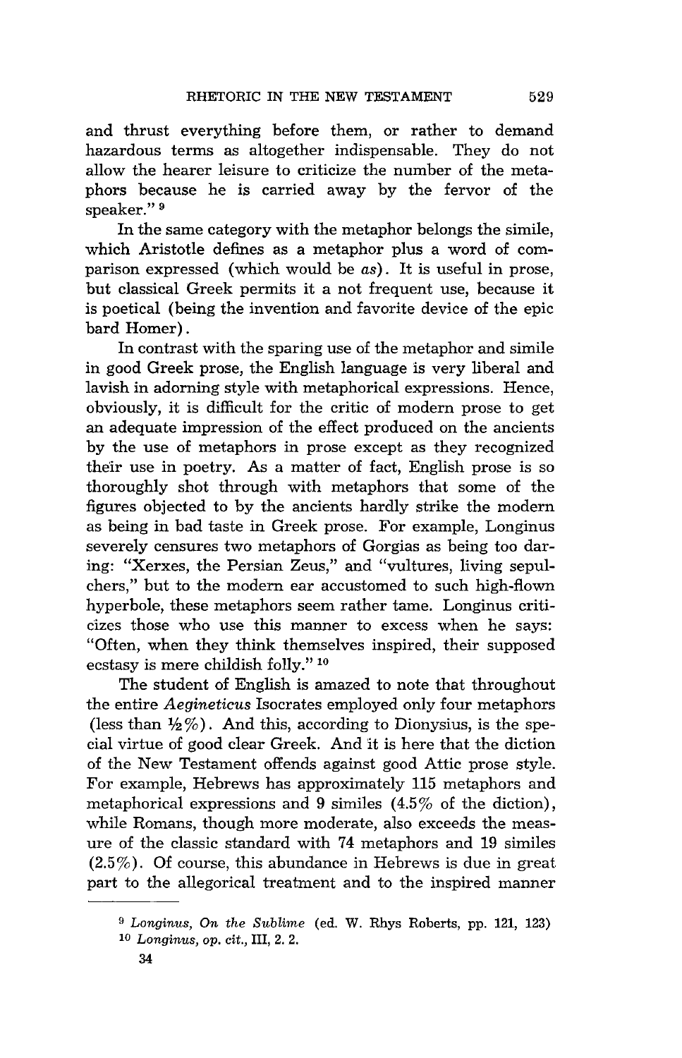and thrust everything before them, or rather to demand hazardous terms as altogether indispensable. They do not allow the hearer leisure to criticize the number of the metaphors because he is carried away by the fervor of the speaker."[9]

In the same category with the metaphor belongs the simile, which Aristotle defines as a metaphor plus a word of comparison expressed (which would be *as*). It is useful in prose, but classical Greek permits it a not frequent use, because it is poetical (being the invention and favorite device of the epic bard Homer).

In contrast with the sparing use of the metaphor and simile in good Greek prose, the English language is very liberal and lavish in adorning style with metaphorical expressions. Hence, obviously, it is difficult for the critic of modern prose to get an adequate impression of the effect produced on the ancients by the use of metaphors in prose except as they recognized their use in poetry. As a matter of fact, English prose is so thoroughly shot through with metaphors that some of the figures objected to by the ancients hardly strike the modern as being in bad taste in Greek prose. For example, Longinus severely censures two metaphors of Gorgias as being too daring: "Xerxes, the Persian Zeus," and "vultures, living sepulchers," but to the modern ear accustomed to such high-flown hyperbole, these metaphors seem rather tame. Longinus criticizes those who use this manner to excess when he says: "Often, when they think themselves inspired, their supposed ecstasy is mere childish folly."[10]

The student of English is amazed to note that throughout the entire *Aegineticus* Isocrates employed only four metaphors (less than ½%). And this, according to Dionysius, is the special virtue of good clear Greek. And it is here that the diction of the New Testament offends against good Attic prose style. For example, Hebrews has approximately 115 metaphors and metaphorical expressions and 9 similes (4.5% of the diction), while Romans, though more moderate, also exceeds the measure of the classic standard with 74 metaphors and 19 similes (2.5%). Of course, this abundance in Hebrews is due in great part to the allegorical treatment and to the inspired manner

---

[9] *Longinus, On the Sublime* (ed. W. Rhys Roberts, pp. 121, 123)

[10] *Longinus, op. cit.*, III, 2. 2.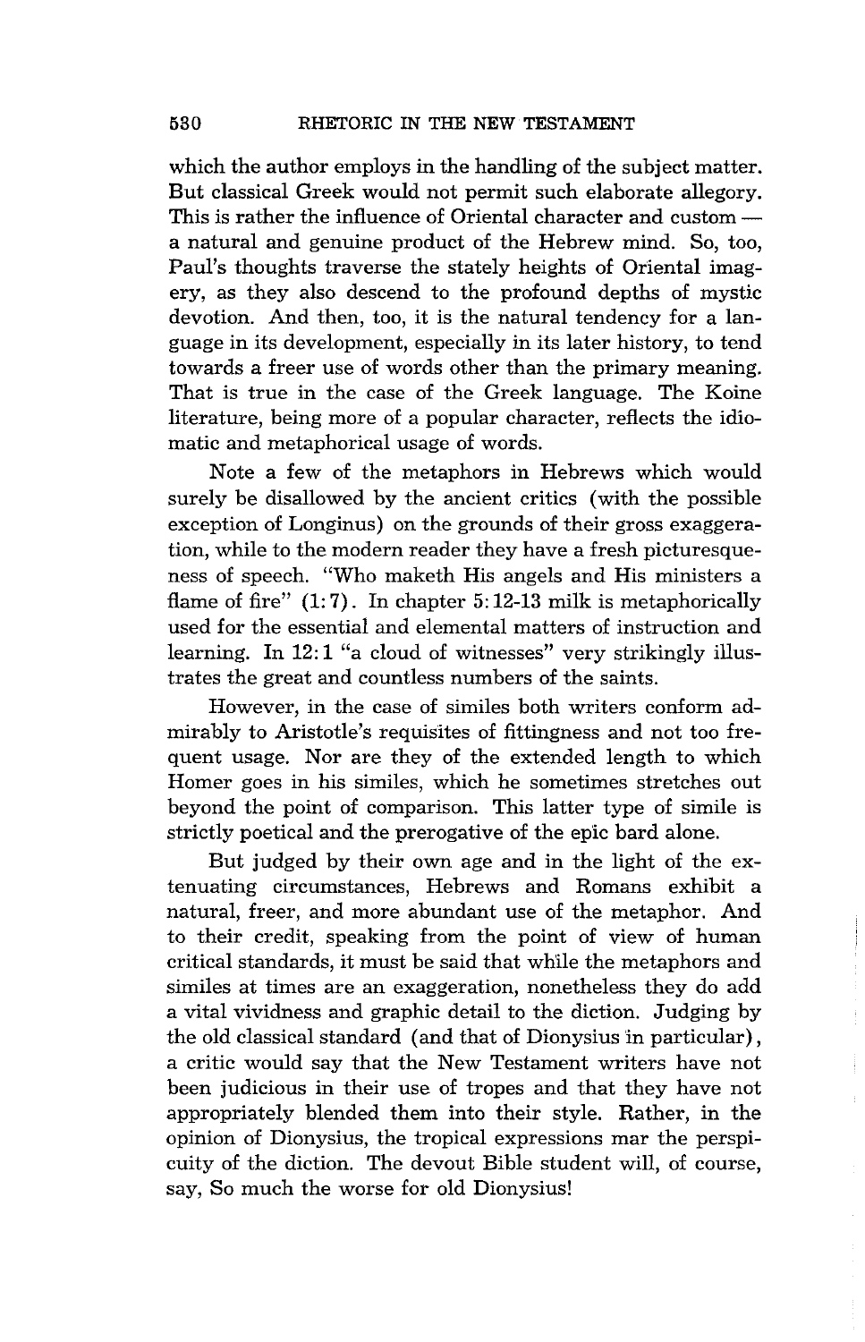which the author employs in the handling of the subject matter. But classical Greek would not permit such elaborate allegory. This is rather the influence of Oriental character and custom — a natural and genuine product of the Hebrew mind. So, too, Paul's thoughts traverse the stately heights of Oriental imagery, as they also descend to the profound depths of mystic devotion. And then, too, it is the natural tendency for a language in its development, especially in its later history, to tend towards a freer use of words other than the primary meaning. That is true in the case of the Greek language. The Koine literature, being more of a popular character, reflects the idiomatic and metaphorical usage of words.

Note a few of the metaphors in Hebrews which would surely be disallowed by the ancient critics (with the possible exception of Longinus) on the grounds of their gross exaggeration, while to the modern reader they have a fresh picturesqueness of speech. "Who maketh His angels and His ministers a flame of fire" (1:7). In chapter 5:12-13 milk is metaphorically used for the essential and elemental matters of instruction and learning. In 12:1 "a cloud of witnesses" very strikingly illustrates the great and countless numbers of the saints.

However, in the case of similes both writers conform admirably to Aristotle's requisites of fittingness and not too frequent usage. Nor are they of the extended length to which Homer goes in his similes, which he sometimes stretches out beyond the point of comparison. This latter type of simile is strictly poetical and the prerogative of the epic bard alone.

But judged by their own age and in the light of the extenuating circumstances, Hebrews and Romans exhibit a natural, freer, and more abundant use of the metaphor. And to their credit, speaking from the point of view of human critical standards, it must be said that while the metaphors and similes at times are an exaggeration, nonetheless they do add a vital vividness and graphic detail to the diction. Judging by the old classical standard (and that of Dionysius in particular), a critic would say that the New Testament writers have not been judicious in their use of tropes and that they have not appropriately blended them into their style. Rather, in the opinion of Dionysius, the tropical expressions mar the perspicuity of the diction. The devout Bible student will, of course, say, So much the worse for old Dionysius!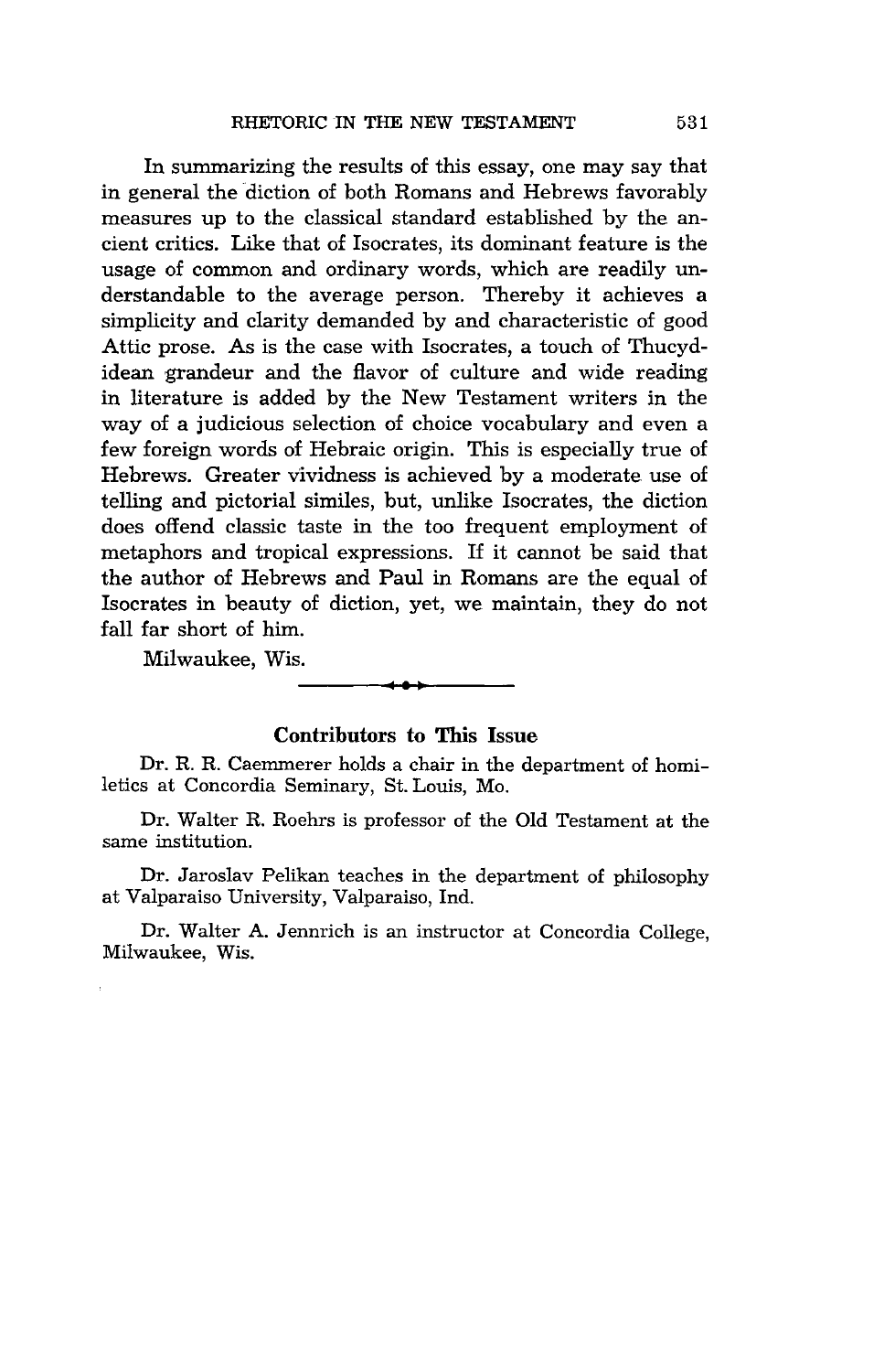In summarizing the results of this essay, one may say that in general the diction of both Romans and Hebrews favorably measures up to the classical standard established by the ancient critics. Like that of Isocrates, its dominant feature is the usage of common and ordinary words, which are readily understandable to the average person. Thereby it achieves a simplicity and clarity demanded by and characteristic of good Attic prose. As is the case with Isocrates, a touch of Thucydidean grandeur and the flavor of culture and wide reading in literature is added by the New Testament writers in the way of a judicious selection of choice vocabulary and even a few foreign words of Hebraic origin. This is especially true of Hebrews. Greater vividness is achieved by a moderate use of telling and pictorial similes, but, unlike Isocrates, the diction does offend classic taste in the too frequent employment of metaphors and tropical expressions. If it cannot be said that the author of Hebrews and Paul in Romans are the equal of Isocrates in beauty of diction, yet, we maintain, they do not fall far short of him.

Milwaukee, Wis.

---

## Contributors to This Issue

Dr. R. R. Caemmerer holds a chair in the department of homiletics at Concordia Seminary, St. Louis, Mo.

Dr. Walter R. Roehrs is professor of the Old Testament at the same institution.

Dr. Jaroslav Pelikan teaches in the department of philosophy at Valparaiso University, Valparaiso, Ind.

Dr. Walter A. Jennrich is an instructor at Concordia College, Milwaukee, Wis.